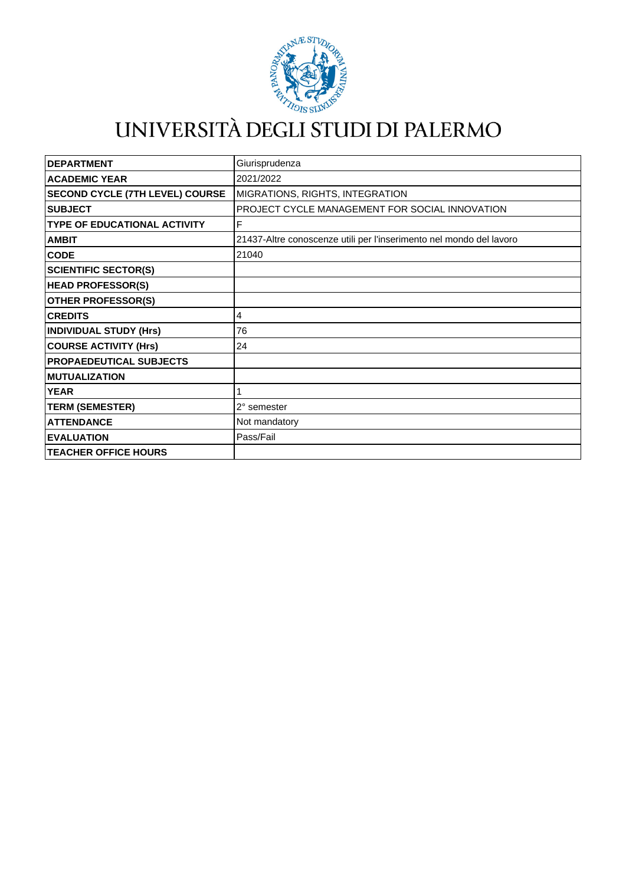# UNIVERSITÀ DEGLI STUDI DI PALERMO

| | |
|---|---|
| **DEPARTMENT** | Giurisprudenza |
| **ACADEMIC YEAR** | 2021/2022 |
| **SECOND CYCLE (7TH LEVEL) COURSE** | MIGRATIONS, RIGHTS, INTEGRATION |
| **SUBJECT** | PROJECT CYCLE MANAGEMENT FOR SOCIAL INNOVATION |
| **TYPE OF EDUCATIONAL ACTIVITY** | F |
| **AMBIT** | 21437-Altre conoscenze utili per l'inserimento nel mondo del lavoro |
| **CODE** | 21040 |
| **SCIENTIFIC SECTOR(S)** | |
| **HEAD PROFESSOR(S)** | |
| **OTHER PROFESSOR(S)** | |
| **CREDITS** | 4 |
| **INDIVIDUAL STUDY (Hrs)** | 76 |
| **COURSE ACTIVITY (Hrs)** | 24 |
| **PROPAEDEUTICAL SUBJECTS** | |
| **MUTUALIZATION** | |
| **YEAR** | 1 |
| **TERM (SEMESTER)** | 2° semester |
| **ATTENDANCE** | Not mandatory |
| **EVALUATION** | Pass/Fail |
| **TEACHER OFFICE HOURS** | |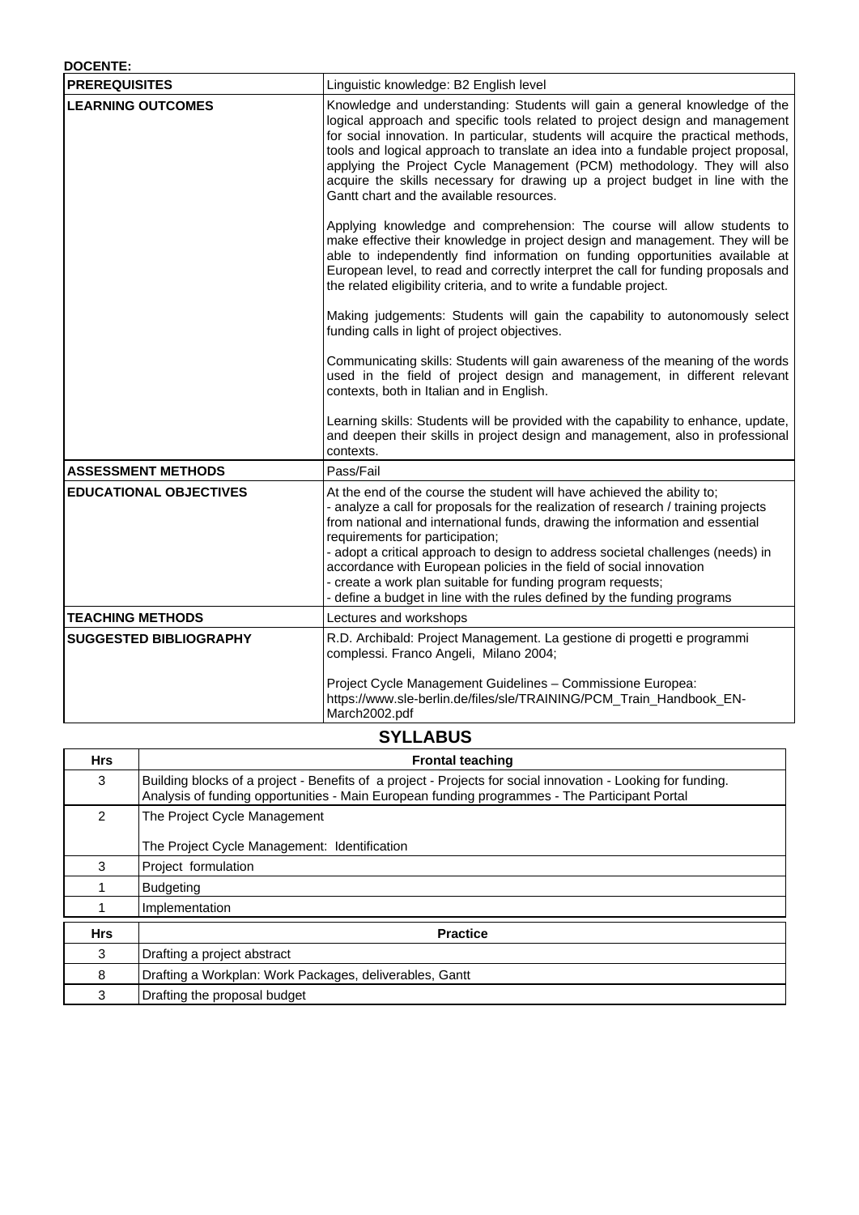**DOCENTE:**

| | |
|---|---|
| **PREREQUISITES** | Linguistic knowledge: B2 English level |
| **LEARNING OUTCOMES** | Knowledge and understanding: Students will gain a general knowledge of the logical approach and specific tools related to project design and management for social innovation. In particular, students will acquire the practical methods, tools and logical approach to translate an idea into a fundable project proposal, applying the Project Cycle Management (PCM) methodology. They will also acquire the skills necessary for drawing up a project budget in line with the Gantt chart and the available resources.<br><br>Applying knowledge and comprehension: The course will allow students to make effective their knowledge in project design and management. They will be able to independently find information on funding opportunities available at European level, to read and correctly interpret the call for funding proposals and the related eligibility criteria, and to write a fundable project.<br><br>Making judgements: Students will gain the capability to autonomously select funding calls in light of project objectives.<br><br>Communicating skills: Students will gain awareness of the meaning of the words used in the field of project design and management, in different relevant contexts, both in Italian and in English.<br><br>Learning skills: Students will be provided with the capability to enhance, update, and deepen their skills in project design and management, also in professional contexts. |
| **ASSESSMENT METHODS** | Pass/Fail |
| **EDUCATIONAL OBJECTIVES** | At the end of the course the student will have achieved the ability to;<br>- analyze a call for proposals for the realization of research / training projects from national and international funds, drawing the information and essential requirements for participation;<br>- adopt a critical approach to design to address societal challenges (needs) in accordance with European policies in the field of social innovation<br>- create a work plan suitable for funding program requests;<br>- define a budget in line with the rules defined by the funding programs |
| **TEACHING METHODS** | Lectures and workshops |
| **SUGGESTED BIBLIOGRAPHY** | R.D. Archibald: Project Management. La gestione di progetti e programmi complessi. Franco Angeli, Milano 2004;<br><br>Project Cycle Management Guidelines – Commissione Europea: https://www.sle-berlin.de/files/sle/TRAINING/PCM_Train_Handbook_EN-March2002.pdf |

## SYLLABUS

| Hrs | Frontal teaching |
|---|---|
| 3 | Building blocks of a project - Benefits of a project - Projects for social innovation - Looking for funding. Analysis of funding opportunities - Main European funding programmes - The Participant Portal |
| 2 | The Project Cycle Management<br><br>The Project Cycle Management: Identification |
| 3 | Project formulation |
| 1 | Budgeting |
| 1 | Implementation |

| Hrs | Practice |
|---|---|
| 3 | Drafting a project abstract |
| 8 | Drafting a Workplan: Work Packages, deliverables, Gantt |
| 3 | Drafting the proposal budget |